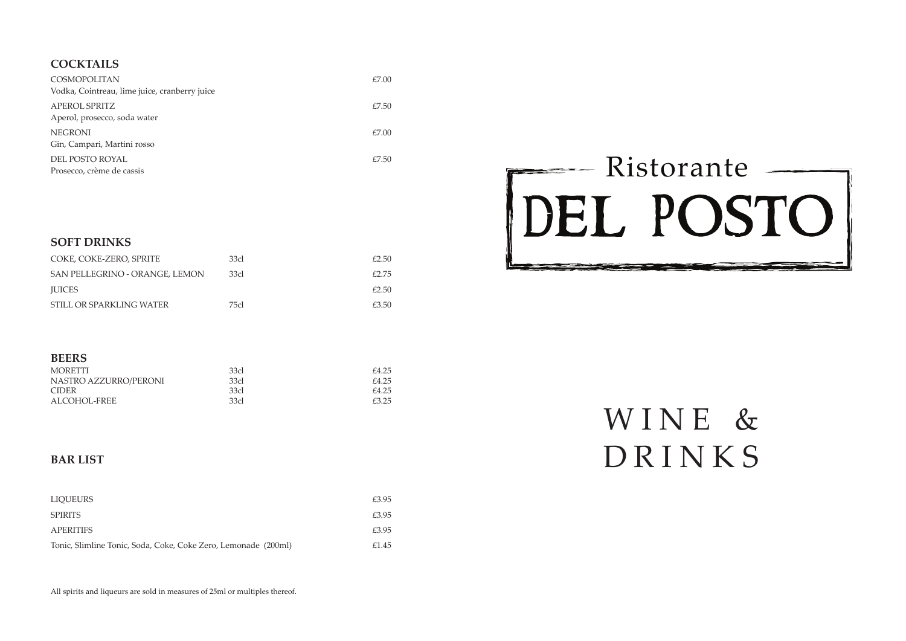## COCKTAILS

| | |
|---|---|
| COSMOPOLITAN<br>Vodka, Cointreau, lime juice, cranberry juice | £7.00 |
| APEROL SPRITZ<br>Aperol, prosecco, soda water | £7.50 |
| NEGRONI<br>Gin, Campari, Martini rosso | £7.00 |
| DEL POSTO ROYAL<br>Prosecco, crème de cassis | £7.50 |

## SOFT DRINKS

| | | |
|---|---|---|
| COKE, COKE-ZERO, SPRITE | 33cl | £2.50 |
| SAN PELLEGRINO - ORANGE, LEMON | 33cl | £2.75 |
| JUICES | | £2.50 |
| STILL OR SPARKLING WATER | 75cl | £3.50 |

## BEERS

| | | |
|---|---|---|
| MORETTI | 33cl | £4.25 |
| NASTRO AZZURRO/PERONI | 33cl | £4.25 |
| CIDER | 33cl | £4.25 |
| ALCOHOL-FREE | 33cl | £3.25 |

## BAR LIST

| | |
|---|---|
| LIQUEURS | £3.95 |
| SPIRITS | £3.95 |
| APERITIFS | £3.95 |
| Tonic, Slimline Tonic, Soda, Coke, Coke Zero, Lemonade (200ml) | £1.45 |

All spirits and liqueurs are sold in measures of 25ml or multiples thereof.

# Ristorante DEL POSTO

# WINE & DRINKS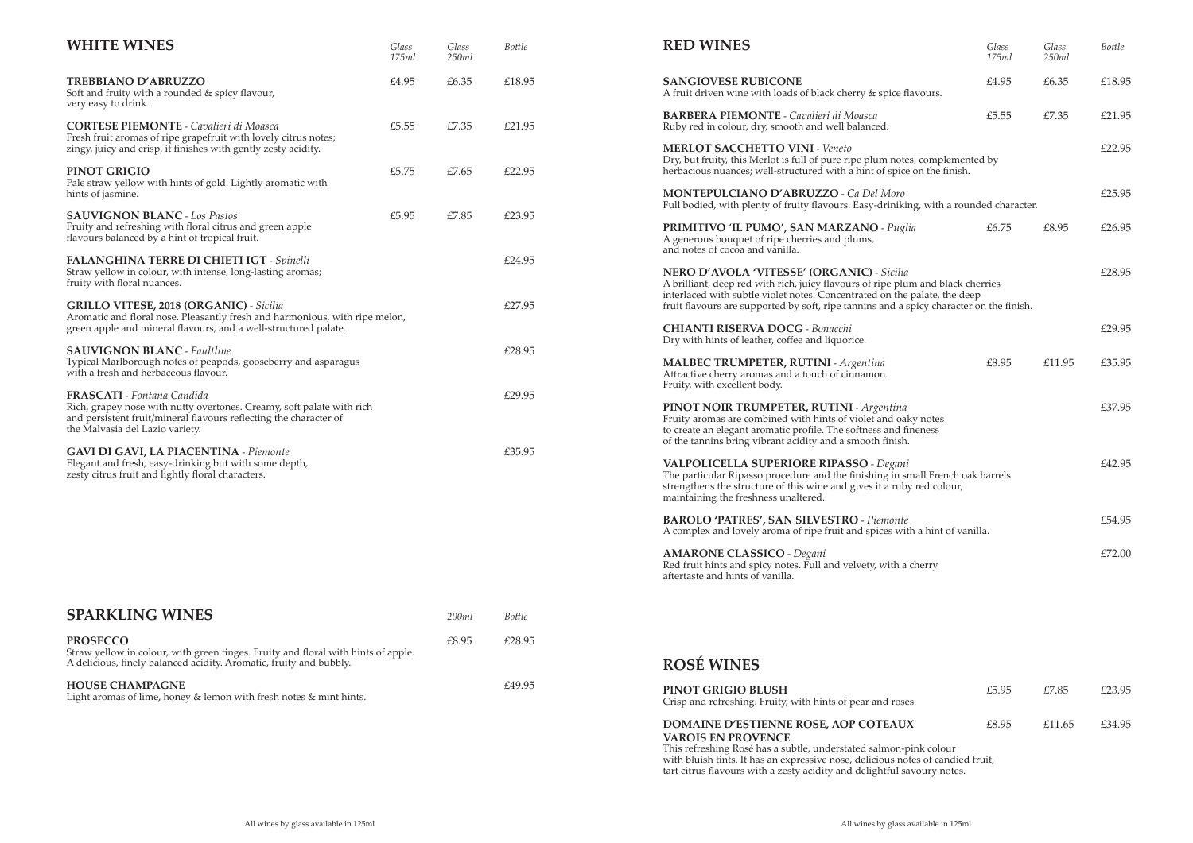## WHITE WINES

| | Glass 175ml | Glass 250ml | Bottle |
|---|---|---|---|
| **TREBBIANO D'ABRUZZO**<br>Soft and fruity with a rounded & spicy flavour, very easy to drink. | £4.95 | £6.35 | £18.95 |
| **CORTESE PIEMONTE** - *Cavalieri di Moasca*<br>Fresh fruit aromas of ripe grapefruit with lovely citrus notes; zingy, juicy and crisp, it finishes with gently zesty acidity. | £5.55 | £7.35 | £21.95 |
| **PINOT GRIGIO**<br>Pale straw yellow with hints of gold. Lightly aromatic with hints of jasmine. | £5.75 | £7.65 | £22.95 |
| **SAUVIGNON BLANC** - *Los Pastos*<br>Fruity and refreshing with floral citrus and green apple flavours balanced by a hint of tropical fruit. | £5.95 | £7.85 | £23.95 |
| **FALANGHINA TERRE DI CHIETI IGT** - *Spinelli*<br>Straw yellow in colour, with intense, long-lasting aromas; fruity with floral nuances. | | | £24.95 |
| **GRILLO VITESE, 2018 (ORGANIC)** - *Sicilia*<br>Aromatic and floral nose. Pleasantly fresh and harmonious, with ripe melon, green apple and mineral flavours, and a well-structured palate. | | | £27.95 |
| **SAUVIGNON BLANC** - *Faultline*<br>Typical Marlborough notes of peapods, gooseberry and asparagus with a fresh and herbaceous flavour. | | | £28.95 |
| **FRASCATI** - *Fontana Candida*<br>Rich, grapey nose with nutty overtones. Creamy, soft palate with rich and persistent fruit/mineral flavours reflecting the character of the Malvasia del Lazio variety. | | | £29.95 |
| **GAVI DI GAVI, LA PIACENTINA** - *Piemonte*<br>Elegant and fresh, easy-drinking but with some depth, zesty citrus fruit and lightly floral characters. | | | £35.95 |

## SPARKLING WINES

| | 200ml | Bottle |
|---|---|---|
| **PROSECCO**<br>Straw yellow in colour, with green tinges. Fruity and floral with hints of apple. A delicious, finely balanced acidity. Aromatic, fruity and bubbly. | £8.95 | £28.95 |
| **HOUSE CHAMPAGNE**<br>Light aromas of lime, honey & lemon with fresh notes & mint hints. | | £49.95 |

All wines by glass available in 125ml

## RED WINES

| | Glass 175ml | Glass 250ml | Bottle |
|---|---|---|---|
| **SANGIOVESE RUBICONE**<br>A fruit driven wine with loads of black cherry & spice flavours. | £4.95 | £6.35 | £18.95 |
| **BARBERA PIEMONTE** - *Cavalieri di Moasca*<br>Ruby red in colour, dry, smooth and well balanced. | £5.55 | £7.35 | £21.95 |
| **MERLOT SACCHETTO VINI** - *Veneto*<br>Dry, but fruity, this Merlot is full of pure ripe plum notes, complemented by herbacious nuances; well-structured with a hint of spice on the finish. | | | £22.95 |
| **MONTEPULCIANO D'ABRUZZO** - *Ca Del Moro*<br>Full bodied, with plenty of fruity flavours. Easy-driniking, with a rounded character. | | | £25.95 |
| **PRIMITIVO 'IL PUMO', SAN MARZANO** - *Puglia*<br>A generous bouquet of ripe cherries and plums, and notes of cocoa and vanilla. | £6.75 | £8.95 | £26.95 |
| **NERO D'AVOLA 'VITESSE' (ORGANIC)** - *Sicilia*<br>A brilliant, deep red with rich, juicy flavours of ripe plum and black cherries interlaced with subtle violet notes. Concentrated on the palate, the deep fruit flavours are supported by soft, ripe tannins and a spicy character on the finish. | | | £28.95 |
| **CHIANTI RISERVA DOCG** - *Bonacchi*<br>Dry with hints of leather, coffee and liquorice. | | | £29.95 |
| **MALBEC TRUMPETER, RUTINI** - *Argentina*<br>Attractive cherry aromas and a touch of cinnamon. Fruity, with excellent body. | £8.95 | £11.95 | £35.95 |
| **PINOT NOIR TRUMPETER, RUTINI** - *Argentina*<br>Fruity aromas are combined with hints of violet and oaky notes to create an elegant aromatic profile. The softness and fineness of the tannins bring vibrant acidity and a smooth finish. | | | £37.95 |
| **VALPOLICELLA SUPERIORE RIPASSO** - *Degani*<br>The particular Ripasso procedure and the finishing in small French oak barrels strengthens the structure of this wine and gives it a ruby red colour, maintaining the freshness unaltered. | | | £42.95 |
| **BAROLO 'PATRES', SAN SILVESTRO** - *Piemonte*<br>A complex and lovely aroma of ripe fruit and spices with a hint of vanilla. | | | £54.95 |
| **AMARONE CLASSICO** - *Degani*<br>Red fruit hints and spicy notes. Full and velvety, with a cherry aftertaste and hints of vanilla. | | | £72.00 |

## ROSÉ WINES

| | Glass 175ml | Glass 250ml | Bottle |
|---|---|---|---|
| **PINOT GRIGIO BLUSH**<br>Crisp and refreshing. Fruity, with hints of pear and roses. | £5.95 | £7.85 | £23.95 |
| **DOMAINE D'ESTIENNE ROSE, AOP COTEAUX VAROIS EN PROVENCE**<br>This refreshing Rosé has a subtle, understated salmon-pink colour with bluish tints. It has an expressive nose, delicious notes of candied fruit, tart citrus flavours with a zesty acidity and delightful savoury notes. | £8.95 | £11.65 | £34.95 |

All wines by glass available in 125ml